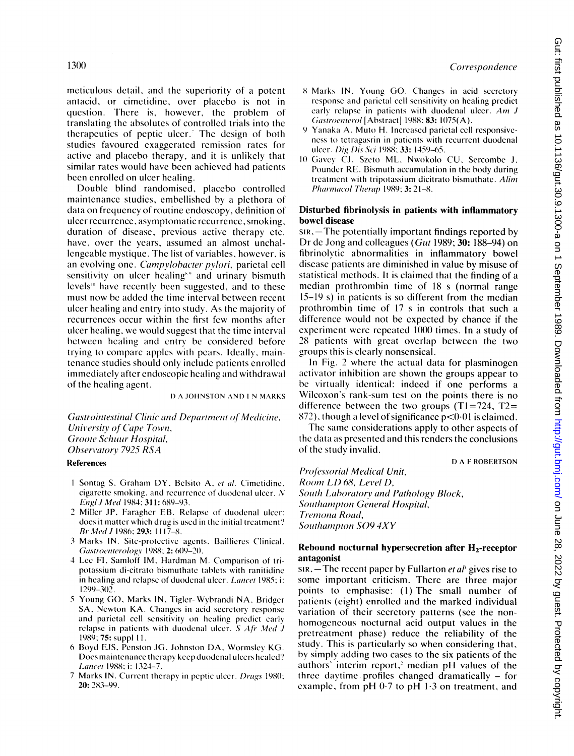meticulous detail, and the superiority of a potent antacid, or cimetidine, over placebo is not in question. There is, however, the problem of translating the absolutes of controlled trials into the therapeutics of peptic ulcer.[7] The design of both studies favoured exaggerated remission rates for active and placebo therapy, and it is unlikely that similar rates would have been achieved had patients been enrolled on ulcer healing.

Double blind randomised, placebo controlled maintenance studies, embellished by a plethora of data on frequency of routine endoscopy, definition of ulcer recurrence, asymptomatic recurrence, smoking, duration of disease, previous active therapy etc. have, over the years, assumed an almost unchallengeable mystique. The list of variables, however, is an evolving one. *Campylobacter pylori*, parietal cell sensitivity on ulcer healing[8,9] and urinary bismuth levels[10] have recently been suggested, and to these must now be added the time interval between recent ulcer healing and entry into study. As the majority of recurrences occur within the first few months after ulcer healing, we would suggest that the time interval between healing and entry be considered before trying to compare apples with pears. Ideally, maintenance studies should only include patients enrolled immediately after endoscopic healing and withdrawal of the healing agent.

D A JOHNSTON AND I N MARKS

*Gastrointestinal Clinic and Department of Medicine, University of Cape Town, Groote Schuur Hospital, Observatory 7925 RSA*

## References

1. Sontag S, Graham DY, Belsito A, *et al.* Cimetidine, cigarette smoking, and recurrence of duodenal ulcer. *N Engl J Med* 1984; **311:** 689–93.
2. Miller JP, Faragher EB. Relapse of duodenal ulcer: does it matter which drug is used in the initial treatment? *Br Med J* 1986; **293:** 1117–8.
3. Marks IN. Site-protective agents. Baillieres Clinical. *Gastroenterology* 1988; **2:** 609–20.
4. Lee FI, Samloff IM, Hardman M. Comparison of tripotassium di-citrato bismuthate tablets with ranitidine in healing and relapse of duodenal ulcer. *Lancet* 1985; i: 1299–302.
5. Young GO, Marks IN, Tigler-Wybrandi NA, Bridger SA, Newton KA. Changes in acid secretory response and parietal cell sensitivity on healing predict early relapse in patients with duodenal ulcer. *S Afr Med J* 1989; **75:** suppl 11.
6. Boyd EJS, Penston JG, Johnston DA, Wormsley KG. Does maintenance therapy keep duodenal ulcers healed? *Lancet* 1988; i: 1324–7.
7. Marks IN. Current therapy in peptic ulcer. *Drugs* 1980; **20:** 283–99.
8. Marks IN, Young GO. Changes in acid secretory response and parietal cell sensitivity on healing predict early relapse in patients with duodenal ulcer. *Am J Gastroenterol* [Abstract] 1988; **83:** 1075(A).
9. Yanaka A, Muto H. Increased parietal cell responsiveness to tetragasrin in patients with recurrent duodenal ulcer. *Dig Dis Sci* 1988; **33:** 1459–65.
10. Gavey CJ, Szeto ML, Nwokolo CU, Sercombe J, Pounder RE. Bismuth accumulation in the body during treatment with tripotassium dicitrato bismuthate. *Alim Pharmacol Therap* 1989; **3:** 21–8.

## Disturbed fibrinolysis in patients with inflammatory bowel disease

SIR,—The potentially important findings reported by Dr de Jong and colleagues (*Gut* 1989; **30:** 188–94) on fibrinolytic abnormalities in inflammatory bowel disease patients are diminished in value by misuse of statistical methods. It is claimed that the finding of a median prothrombin time of 18 s (normal range 15–19 s) in patients is so different from the median prothrombin time of 17 s in controls that such a difference would not be expected by chance if the experiment were repeated 1000 times. In a study of 28 patients with great overlap between the two groups this is clearly nonsensical.

In Fig. 2 where the actual data for plasminogen activator inhibition are shown the groups appear to be virtually identical: indeed if one performs a Wilcoxon's rank-sum test on the points there is no difference between the two groups (T1=724, T2=872), though a level of significance $p<0.01$ is claimed.

The same considerations apply to other aspects of the data as presented and this renders the conclusions of the study invalid.

D A F ROBERTSON

*Professorial Medical Unit, Room LD 68, Level D, South Laboratory and Pathology Block, Southampton General Hospital, Tremona Road, Southampton SO9 4XY*

## Rebound nocturnal hypersecretion after $H_2$-receptor antagonist

SIR,—The recent paper by Fullarton *et al*[1] gives rise to some important criticism. There are three major points to emphasise: (1) The small number of patients (eight) enrolled and the marked individual variation of their secretory patterns (see the nonhomogeneous nocturnal acid output values in the pretreatment phase) reduce the reliability of the study. This is particularly so when considering that, by simply adding two cases to the six patients of the authors' interim report,[2] median pH values of the three daytime profiles changed dramatically – for example, from pH 0·7 to pH 1·3 on treatment, and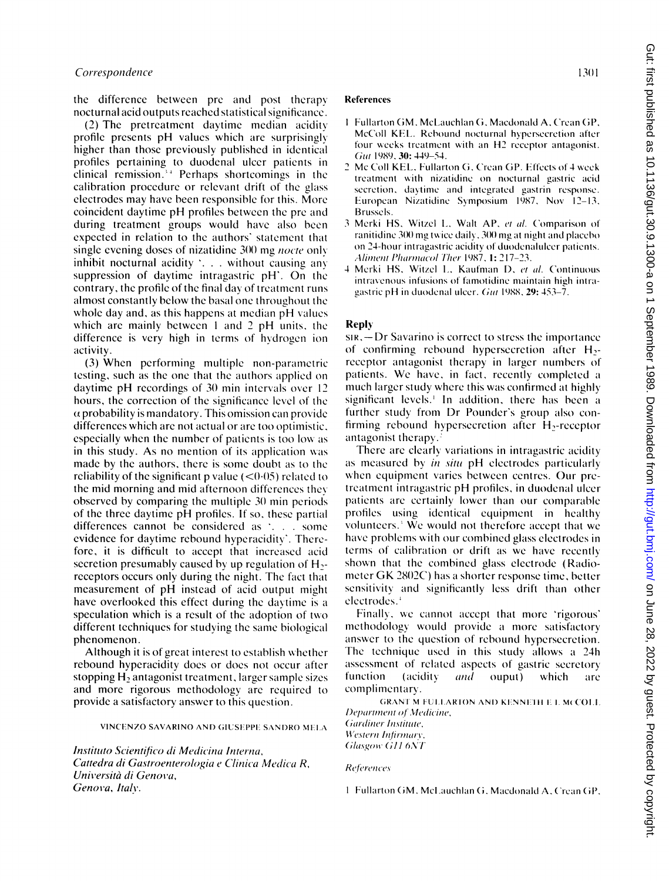the difference between pre and post therapy nocturnal acid outputs reached statistical significance.

(2) The pretreatment daytime median acidity profile presents pH values which are surprisingly higher than those previously published in identical profiles pertaining to duodenal ulcer patients in clinical remission.[3,4] Perhaps shortcomings in the calibration procedure or relevant drift of the glass electrodes may have been responsible for this. More coincident daytime pH profiles between the pre and during treatment groups would have also been expected in relation to the authors' statement that single evening doses of nizatidine 300 mg *nocte* only inhibit nocturnal acidity '. . . without causing any suppression of daytime intragastric pH'. On the contrary, the profile of the final day of treatment runs almost constantly below the basal one throughout the whole day and, as this happens at median pH values which are mainly between 1 and 2 pH units, the difference is very high in terms of hydrogen ion activity.

(3) When performing multiple non-parametric testing, such as the one that the authors applied on daytime pH recordings of 30 min intervals over 12 hours, the correction of the significance level of the $\alpha$ probability is mandatory. This omission can provide differences which are not actual or are too optimistic, especially when the number of patients is too low as in this study. As no mention of its application was made by the authors, there is some doubt as to the reliability of the significant p value ($<0.05$) related to the mid morning and mid afternoon differences they observed by comparing the multiple 30 min periods of the three daytime pH profiles. If so, these partial differences cannot be considered as '. . . some evidence for daytime rebound hyperacidity'. Therefore, it is difficult to accept that increased acid secretion presumably caused by up regulation of $H_2$-receptors occurs only during the night. The fact that measurement of pH instead of acid output might have overlooked this effect during the daytime is a speculation which is a result of the adoption of two different techniques for studying the same biological phenomenon.

Although it is of great interest to establish whether rebound hyperacidity does or does not occur after stopping $H_2$ antagonist treatment, larger sample sizes and more rigorous methodology are required to provide a satisfactory answer to this question.

VINCENZO SAVARINO AND GIUSEPPE SANDRO MELA

*Instituto Scientifico di Medicina Interna,*
*Cattedra di Gastroenterologia e Clinica Medica R,*
*Università di Genova,*
*Genova, Italy.*

### References

1 Fullarton GM, McLauchlan G, Macdonald A, Crean GP, McColl KEL. Rebound nocturnal hypersecretion after four weeks treatment with an H2 receptor antagonist. *Gut* 1989; **30:** 449–54.

2 Mc Coll KEL, Fullarton G, Crean GP. Effects of 4 week treatment with nizatidine on nocturnal gastric acid secretion, daytime and integrated gastrin response. European Nizatidine Symposium 1987, Nov 12–13, Brussels.

3 Merki HS, Witzel L, Walt AP, *et al.* Comparison of ranitidine 300 mg twice daily, 300 mg at night and placebo on 24-hour intragastric acidity of duodenalulcer patients. *Aliment Pharmacol Ther* 1987; **1:** 217–23.

4 Merki HS, Witzel L, Kaufman D, *et al.* Continuous intravenous infusions of famotidine maintain high intragastric pH in duodenal ulcer. *Gut* 1988; **29:** 453–7.

## Reply

SIR,—Dr Savarino is correct to stress the importance of confirming rebound hypersecretion after $H_2$-receptor antagonist therapy in larger numbers of patients. We have, in fact, recently completed a much larger study where this was confirmed at highly significant levels.[1] In addition, there has been a further study from Dr Pounder's group also confirming rebound hypersecretion after $H_2$-receptor antagonist therapy.[2]

There are clearly variations in intragastric acidity as measured by *in situ* pH electrodes particularly when equipment varies between centres. Our pretreatment intragastric pH profiles, in duodenal ulcer patients are certainly lower than our comparable profiles using identical equipment in healthy volunteers.[3] We would not therefore accept that we have problems with our combined glass electrodes in terms of calibration or drift as we have recently shown that the combined glass electrode (Radiometer GK 2802C) has a shorter response time, better sensitivity and significantly less drift than other electrodes.[4]

Finally, we cannot accept that more 'rigorous' methodology would provide a more satisfactory answer to the question of rebound hypersecretion. The technique used in this study allows a 24h assessment of related aspects of gastric secretory function (acidity *and* ouput) which are complimentary.

GRANT M FULLARTON AND KENNETH E L McCOLL

*Department of Medicine,*
*Gardiner Institute,*
*Western Infirmary,*
*Glasgow G11 6NT*

### *References*

1 Fullarton GM, McLauchlan G, Macdonald A, Crean GP,